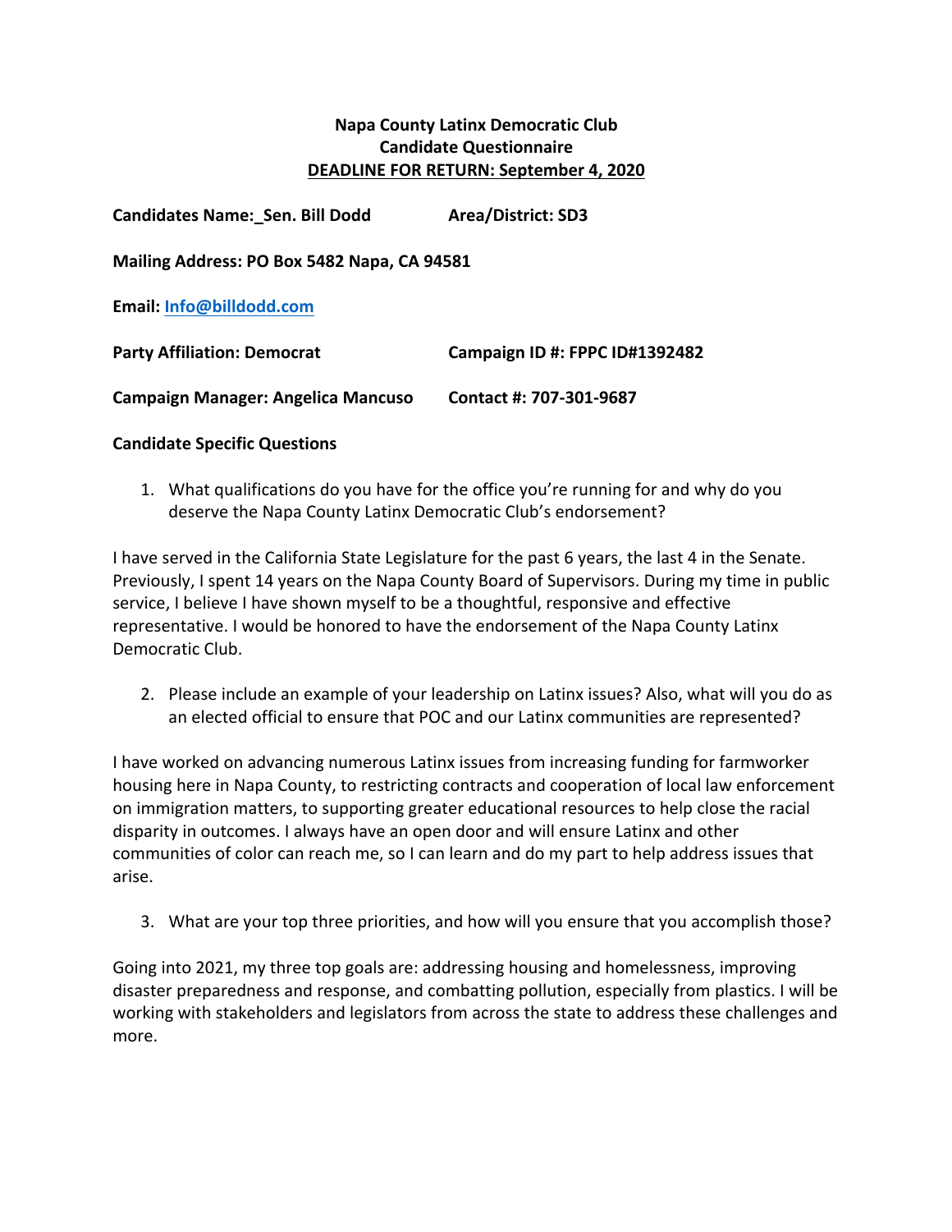**Napa County Latinx Democratic Club**
**Candidate Questionnaire**
**DEADLINE FOR RETURN: September 4, 2020**

**Candidates Name:_Sen. Bill Dodd** **Area/District: SD3**

**Mailing Address: PO Box 5482 Napa, CA 94581**

**Email: Info@billdodd.com**

**Party Affiliation: Democrat** **Campaign ID #: FPPC ID#1392482**

**Campaign Manager: Angelica Mancuso** **Contact #: 707-301-9687**

**Candidate Specific Questions**

1. What qualifications do you have for the office you're running for and why do you deserve the Napa County Latinx Democratic Club's endorsement?

I have served in the California State Legislature for the past 6 years, the last 4 in the Senate. Previously, I spent 14 years on the Napa County Board of Supervisors. During my time in public service, I believe I have shown myself to be a thoughtful, responsive and effective representative. I would be honored to have the endorsement of the Napa County Latinx Democratic Club.

2. Please include an example of your leadership on Latinx issues? Also, what will you do as an elected official to ensure that POC and our Latinx communities are represented?

I have worked on advancing numerous Latinx issues from increasing funding for farmworker housing here in Napa County, to restricting contracts and cooperation of local law enforcement on immigration matters, to supporting greater educational resources to help close the racial disparity in outcomes. I always have an open door and will ensure Latinx and other communities of color can reach me, so I can learn and do my part to help address issues that arise.

3. What are your top three priorities, and how will you ensure that you accomplish those?

Going into 2021, my three top goals are: addressing housing and homelessness, improving disaster preparedness and response, and combatting pollution, especially from plastics. I will be working with stakeholders and legislators from across the state to address these challenges and more.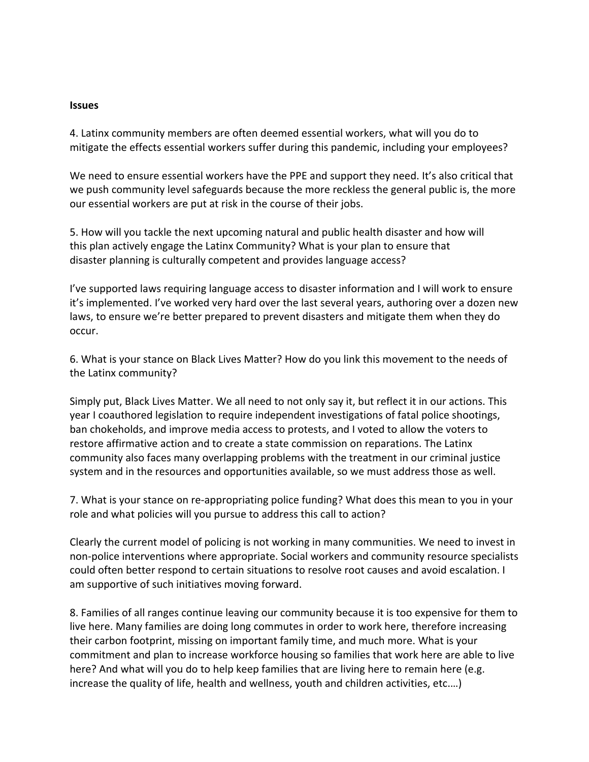**Issues**

4. Latinx community members are often deemed essential workers, what will you do to mitigate the effects essential workers suffer during this pandemic, including your employees?

We need to ensure essential workers have the PPE and support they need. It's also critical that we push community level safeguards because the more reckless the general public is, the more our essential workers are put at risk in the course of their jobs.

5. How will you tackle the next upcoming natural and public health disaster and how will this plan actively engage the Latinx Community? What is your plan to ensure that disaster planning is culturally competent and provides language access?

I've supported laws requiring language access to disaster information and I will work to ensure it's implemented. I've worked very hard over the last several years, authoring over a dozen new laws, to ensure we're better prepared to prevent disasters and mitigate them when they do occur.

6. What is your stance on Black Lives Matter? How do you link this movement to the needs of the Latinx community?

Simply put, Black Lives Matter. We all need to not only say it, but reflect it in our actions. This year I coauthored legislation to require independent investigations of fatal police shootings, ban chokeholds, and improve media access to protests, and I voted to allow the voters to restore affirmative action and to create a state commission on reparations. The Latinx community also faces many overlapping problems with the treatment in our criminal justice system and in the resources and opportunities available, so we must address those as well.

7. What is your stance on re-appropriating police funding? What does this mean to you in your role and what policies will you pursue to address this call to action?

Clearly the current model of policing is not working in many communities. We need to invest in non-police interventions where appropriate. Social workers and community resource specialists could often better respond to certain situations to resolve root causes and avoid escalation. I am supportive of such initiatives moving forward.

8. Families of all ranges continue leaving our community because it is too expensive for them to live here. Many families are doing long commutes in order to work here, therefore increasing their carbon footprint, missing on important family time, and much more. What is your commitment and plan to increase workforce housing so families that work here are able to live here? And what will you do to help keep families that are living here to remain here (e.g. increase the quality of life, health and wellness, youth and children activities, etc.…)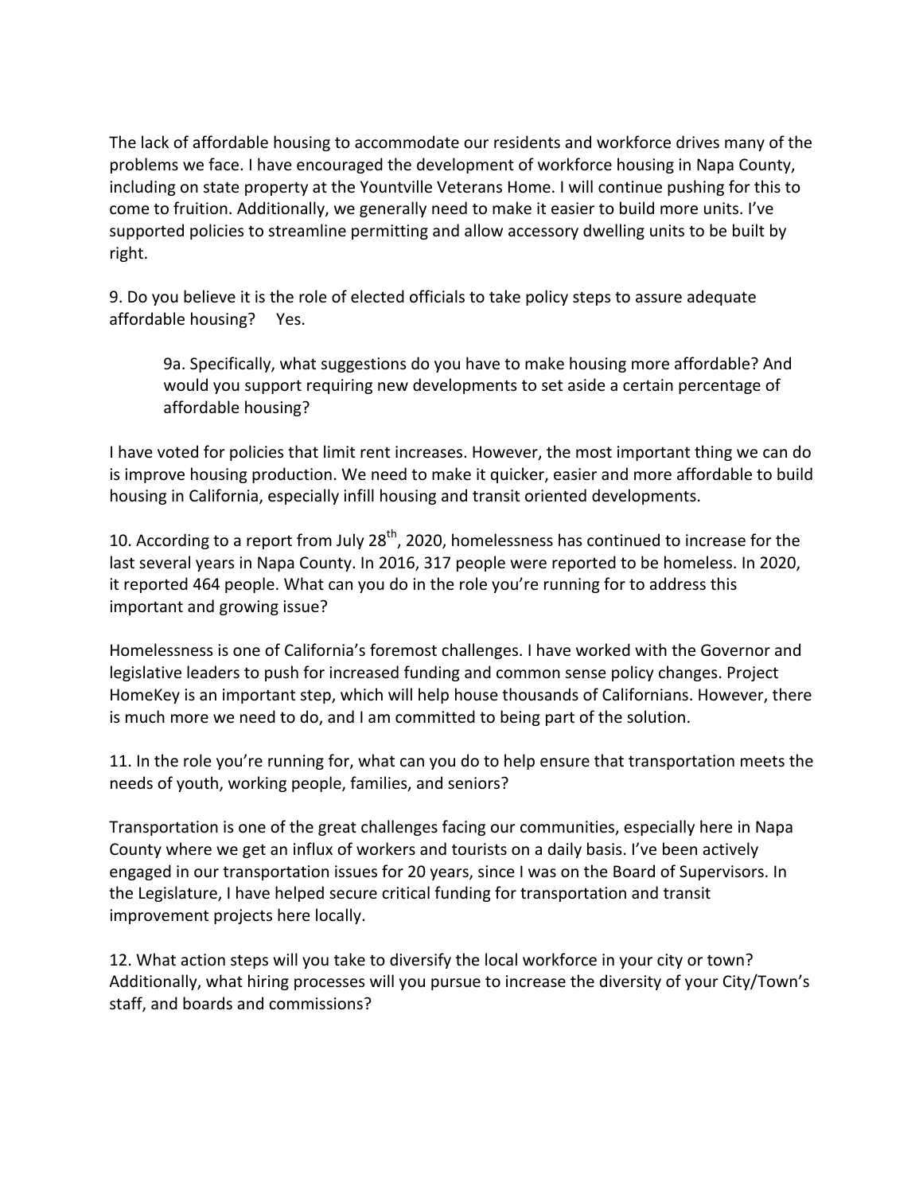The lack of affordable housing to accommodate our residents and workforce drives many of the problems we face. I have encouraged the development of workforce housing in Napa County, including on state property at the Yountville Veterans Home. I will continue pushing for this to come to fruition. Additionally, we generally need to make it easier to build more units. I've supported policies to streamline permitting and allow accessory dwelling units to be built by right.

9. Do you believe it is the role of elected officials to take policy steps to assure adequate affordable housing? Yes.

> 9a. Specifically, what suggestions do you have to make housing more affordable? And would you support requiring new developments to set aside a certain percentage of affordable housing?

I have voted for policies that limit rent increases. However, the most important thing we can do is improve housing production. We need to make it quicker, easier and more affordable to build housing in California, especially infill housing and transit oriented developments.

10. According to a report from July 28th, 2020, homelessness has continued to increase for the last several years in Napa County. In 2016, 317 people were reported to be homeless. In 2020, it reported 464 people. What can you do in the role you're running for to address this important and growing issue?

Homelessness is one of California's foremost challenges. I have worked with the Governor and legislative leaders to push for increased funding and common sense policy changes. Project HomeKey is an important step, which will help house thousands of Californians. However, there is much more we need to do, and I am committed to being part of the solution.

11. In the role you're running for, what can you do to help ensure that transportation meets the needs of youth, working people, families, and seniors?

Transportation is one of the great challenges facing our communities, especially here in Napa County where we get an influx of workers and tourists on a daily basis. I've been actively engaged in our transportation issues for 20 years, since I was on the Board of Supervisors. In the Legislature, I have helped secure critical funding for transportation and transit improvement projects here locally.

12. What action steps will you take to diversify the local workforce in your city or town? Additionally, what hiring processes will you pursue to increase the diversity of your City/Town's staff, and boards and commissions?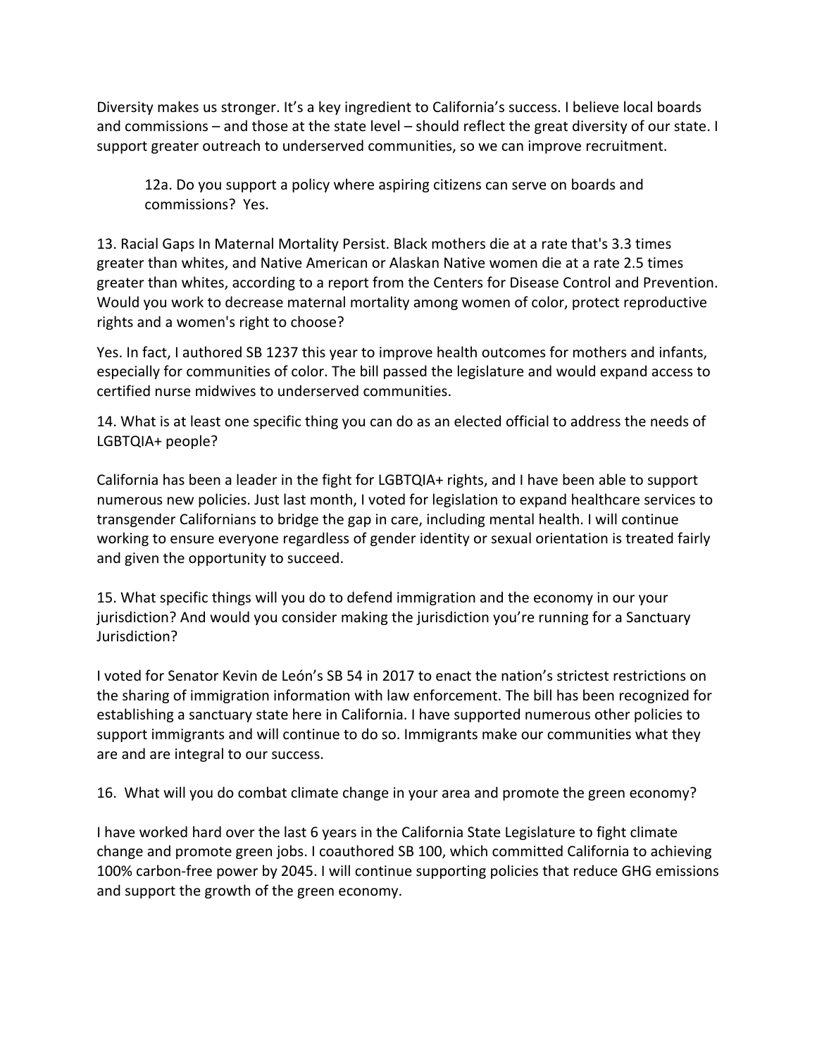Diversity makes us stronger. It's a key ingredient to California's success. I believe local boards and commissions – and those at the state level – should reflect the great diversity of our state. I support greater outreach to underserved communities, so we can improve recruitment.

> 12a. Do you support a policy where aspiring citizens can serve on boards and commissions? Yes.

13. Racial Gaps In Maternal Mortality Persist. Black mothers die at a rate that's 3.3 times greater than whites, and Native American or Alaskan Native women die at a rate 2.5 times greater than whites, according to a report from the Centers for Disease Control and Prevention. Would you work to decrease maternal mortality among women of color, protect reproductive rights and a women's right to choose?

Yes. In fact, I authored SB 1237 this year to improve health outcomes for mothers and infants, especially for communities of color. The bill passed the legislature and would expand access to certified nurse midwives to underserved communities.

14. What is at least one specific thing you can do as an elected official to address the needs of LGBTQIA+ people?

California has been a leader in the fight for LGBTQIA+ rights, and I have been able to support numerous new policies. Just last month, I voted for legislation to expand healthcare services to transgender Californians to bridge the gap in care, including mental health. I will continue working to ensure everyone regardless of gender identity or sexual orientation is treated fairly and given the opportunity to succeed.

15. What specific things will you do to defend immigration and the economy in our your jurisdiction? And would you consider making the jurisdiction you're running for a Sanctuary Jurisdiction?

I voted for Senator Kevin de León's SB 54 in 2017 to enact the nation's strictest restrictions on the sharing of immigration information with law enforcement. The bill has been recognized for establishing a sanctuary state here in California. I have supported numerous other policies to support immigrants and will continue to do so. Immigrants make our communities what they are and are integral to our success.

16. What will you do combat climate change in your area and promote the green economy?

I have worked hard over the last 6 years in the California State Legislature to fight climate change and promote green jobs. I coauthored SB 100, which committed California to achieving 100% carbon-free power by 2045. I will continue supporting policies that reduce GHG emissions and support the growth of the green economy.